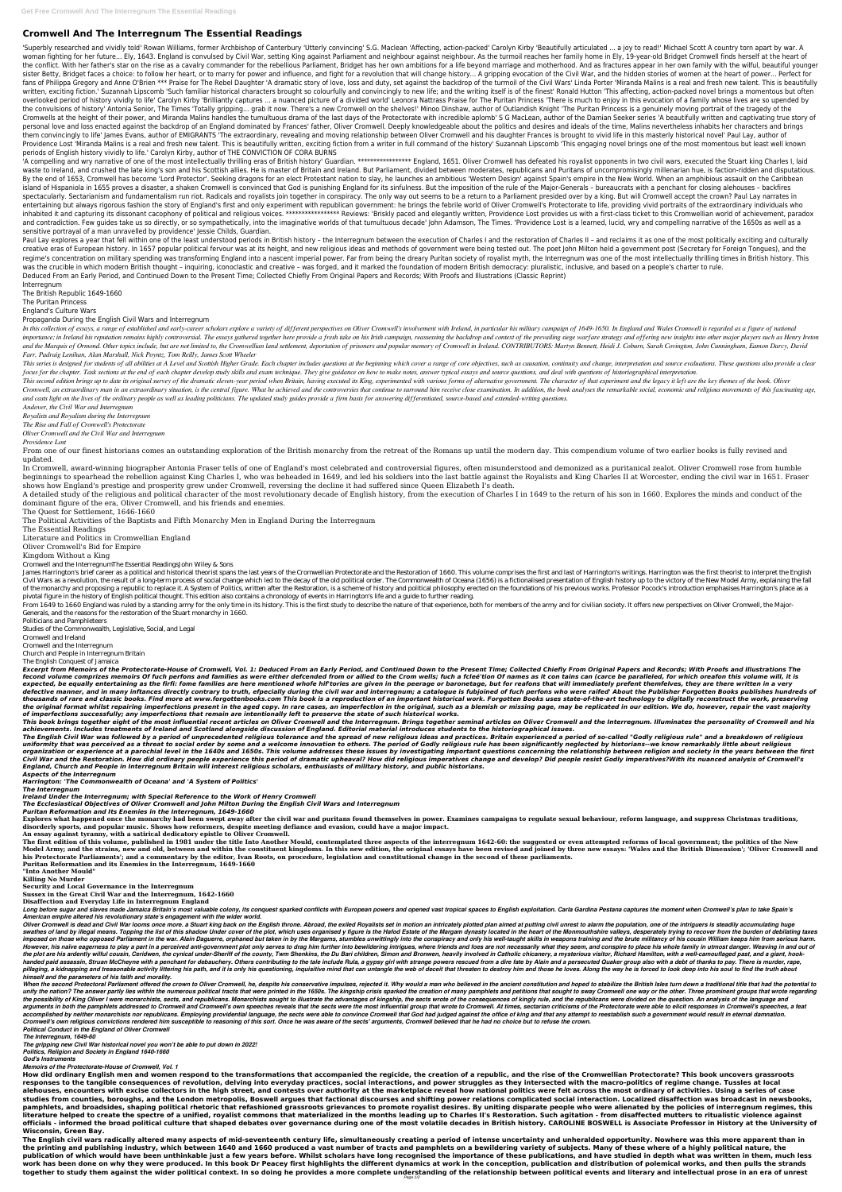# Cromwell And The Interregnum The Essential Readings

'Superbly researched and vividly told' Rowan Williams, former Archbishop of Canterbury 'Utterly convincing' S.G. Maclean 'Affecting, action-packed' Carolyn Kirby 'Beautifully articulated ... a joy to read!' Michael Scott A country torn apart by war. A woman fighting for her future... Ely, 1643. England is convulsed by Civil War, setting King against Parliament and neighbour against neighbour. As the turmoil reaches her family home in Ely, 19-year-old Bridget Cromwell finds herself at the heart of the conflict. With her father's star on the rise as a cavalry commander for the rebellious Parliament, Bridget has her own ambitions for a life beyond marriage and motherhood. And as fractures appear in her own family with the wilful, beautiful younger sister Betty, Bridget faces a choice: to follow her heart, or to marry for power and influence, and fight for a revolution that will change history... A gripping evocation of the Civil War, and the hidden stories of women at the heart of power... Perfect for fans of Philippa Gregory and Anne O'Brien *** Praise for The Rebel Daughter 'A dramatic story of love, loss and duty, set against the backdrop of the turmoil of the Civil Wars' Linda Porter 'Miranda Malins is a real and fresh new talent. This is beautifully written, exciting fiction.' Suzannah Lipscomb 'Such familiar historical characters brought so colourfully and convincingly to new life; and the writing itself is of the finest' Ronald Hutton 'This affecting, action-packed novel brings a momentous but often overlooked period of history vividly to life' Carolyn Kirby 'Brilliantly captures ... a nuanced picture of a divided world' Leonora Nattrass Praise for The Puritan Princess 'There is much to enjoy in this evocation of a family whose lives are so upended by the convulsions of history' Antonia Senior, The Times 'Totally gripping... grab it now. There's a new Cromwell on the shelves!' Minoo Dinshaw, author of Outlandish Knight 'The Puritan Princess is a genuinely moving portrait of the tragedy of the Cromwells at the height of their power, and Miranda Malins handles the tumultuous drama of the last days of the Protectorate with incredible aplomb' S G MacLean, author of the Damian Seeker series 'A beautifully written and captivating true story of personal love and loss enacted against the backdrop of an England dominated by Frances' father, Oliver Cromwell. Deeply knowledgeable about the politics and desires and ideals of the time, Malins nevertheless inhabits her characters and brings them convincingly to life' James Evans, author of EMIGRANTS 'The extraordinary, revealing and moving relationship between Oliver Cromwell and his daughter Frances is brought to vivid life in this masterly historical novel' Paul Lay, author of Providence Lost 'Miranda Malins is a real and fresh new talent. This is beautifully written, exciting fiction from a writer in full command of the history' Suzannah Lipscomb 'This engaging novel brings one of the most momentous but least well known periods of English history vividly to life.' Carolyn Kirby, author of THE CONVICTION OF CORA BURNS

'A compelling and wry narrative of one of the most intellectually thrilling eras of British history' Guardian. **************** England, 1651. Oliver Cromwell has defeated his royalist opponents in two civil wars, executed the Stuart king Charles I, laid waste to Ireland, and crushed the late king's son and his Scottish allies. He is master of Britain and Ireland. But Parliament, divided between moderates, republicans and Puritans of uncompromisingly millenarian hue, is faction-ridden and disputatious. By the end of 1653, Cromwell has become 'Lord Protector'. Seeking dragons for an elect Protestant nation to slay, he launches an ambitious 'Western Design' against Spain's empire in the New World. When an amphibious assault on the Caribbean island of Hispaniola in 1655 proves a disaster, a shaken Cromwell is convinced that God is punishing England for its sinfulness. But the imposition of the rule of the Major-Generals – bureaucrats with a penchant for closing alehouses – backfires spectacularly. Sectarianism and fundamentalism run riot. Radicals and royalists join together in conspiracy. The only way out seems to be a return to a Parliament presided over by a king. But will Cromwell accept the crown? Paul Lay narrates in entertaining but always rigorous fashion the story of England's first and only experiment with republican government: he brings the febrile world of Oliver Cromwell's Protectorate to life, providing vivid portraits of the extraordinary individuals who inhabited it and capturing its dissonant cacophony of political and religious voices. **************** Reviews: 'Briskly paced and elegantly written, Providence Lost provides us with a first-class ticket to this Cromwellian world of achievement, paradox and contradiction. Few guides take us so directly, or so sympathetically, into the imaginative worlds of that tumultuous decade' John Adamson, The Times. 'Providence Lost is a learned, lucid, wry and compelling narrative of the 1650s as well as a sensitive portrayal of a man unravelled by providence' Jessie Childs, Guardian.

Paul Lay explores a year that fell within one of the least understood periods in British history – the Interregnum between the execution of Charles I and the restoration of Charles II – and reclaims it as one of the most politically exciting and culturally creative eras of European history. In 1657 popular political fervour was at its height, and new religious ideas and methods of government were being tested out. The poet John Milton held a government post (Secretary for Foreign Tongues), and the regime's concentration on military spending was transforming England into a nascent imperial power. Far from being the dreary Puritan society of royalist myth, the Interregnum was one of the most intellectually thrilling times in British history. This was the crucible in which modern British thought – inquiring, iconoclastic and creative – was forged, and it marked the foundation of modern British democracy: pluralistic, inclusive, and based on a people's charter to rule.

Deduced From an Early Period, and Continued Down to the Present Time; Collected Chiefly From Original Papers and Records; With Proofs and Illustrations (Classic Reprint)

Interregnum

The British Republic 1649-1660

The Puritan Princess

England's Culture Wars

Propaganda During the English Civil Wars and Interregnum

*In this collection of essays, a range of established and early-career scholars explore a variety of different perspectives on Oliver Cromwell's involvement with Ireland, in particular his military campaign of 1649-1650. In England and Wales Cromwell is regarded as a figure of national importance; in Ireland his reputation remains highly controversial. The essays gathered together here provide a fresh take on his Irish campaign, reassessing the backdrop and context of the prevailing siege warfare strategy and offering new insights into other major players such as Henry Ireton and the Marquis of Ormond. Other topics include, but are not limited to, the Cromwellian land settlement, deportation of prisoners and popular memory of Cromwell in Ireland. CONTRIBUTORS: Martyn Bennett, Heidi J. Coburn, Sarah Covington, John Cunningham, Eamon Darcy, David Farr, Padraig Lenihan, Alan Marshall, Nick Poyntz, Tom Reilly, James Scott Wheeler*

*This series is designed for students of all abilities at A Level and Scottish Higher Grade. Each chapter includes questions at the beginning which cover a range of core objectives, such as causation, continuity and change, interpretation and source evaluations. These questions also provide a clear focus for the chapter. Task sections at the end of each chapter develop study skills and exam technique. They give guidance on how to make notes, answer typical essays and source questions, and deal with questions of historiographical interpretation.*

*This second edition brings up to date its original survey of the dramatic eleven-year period when Britain, having executed its King, experimented with various forms of alternative government. The character of that experiment and the legacy it left are the key themes of the book. Oliver Cromwell, an extraordinary man in an extraordinary situation, is the central figure. What he achieved and the controversies that continue to surround him receive close examination. In addition, the book analyses the remarkable social, economic and religious movements of this fascinating age, and casts light on the lives of the ordinary people as well as leading politicians. The updated study guides provide a firm basis for answering differentiated, source-based and extended-writing questions.*

*Andover, the Civil War and Interregnum*

*Royalists and Royalism during the Interregnum*

*The Rise and Fall of Cromwell's Protectorate*

*Oliver Cromwell and the Civil War and Interregnum*

*Providence Lost*

From one of our finest historians comes an outstanding exploration of the British monarchy from the retreat of the Romans up until the modern day. This compendium volume of two earlier books is fully revised and updated.

In Cromwell, award-winning biographer Antonia Fraser tells of one of England's most celebrated and controversial figures, often misunderstood and demonized as a puritanical zealot. Oliver Cromwell rose from humble beginnings to spearhead the rebellion against King Charles I, who was beheaded in 1649, and led his soldiers into the last battle against the Royalists and King Charles II at Worcester, ending the civil war in 1651. Fraser shows how England's prestige and prosperity grew under Cromwell, reversing the decline it had suffered since Queen Elizabeth I's death.

A detailed study of the religious and political character of the most revolutionary decade of English history, from the execution of Charles I in 1649 to the return of his son in 1660. Explores the minds and conduct of the dominant figure of the era, Oliver Cromwell, and his friends and enemies.

The Quest for Settlement, 1646-1660

The Political Activities of the Baptists and Fifth Monarchy Men in England During the Interregnum

The Essential Readings

Literature and Politics in Cromwellian England

Oliver Cromwell's Bid for Empire

Kingdom Without a King

Cromwell and the InterregnumThe Essential ReadingsJohn Wiley & Sons

James Harrington's brief career as a political and historical theorist spans the last years of the Cromwellian Protectorate and the Restoration of 1660. This volume comprises the first and last of Harrington's writings. Harrington was the first theorist to interpret the English Civil Wars as a revolution, the result of a long-term process of social change which led to the decay of the old political order. The Commonwealth of Oceana (1656) is a fictionalised presentation of English history up to the victory of the New Model Army, explaining the fall of the monarchy and proposing a republic to replace it. A System of Politics, written after the Restoration, is a scheme of history and political philosophy erected on the foundations of his previous works. Professor Pocock's introduction emphasises Harrington's place as a pivotal figure in the history of English political thought. This edition also contains a chronology of events in Harrington's life and a guide to further reading.

From 1649 to 1660 England was ruled by a standing army for the only time in its history. This is the first study to describe the nature of that experience, both for members of the army and for civilian society. It offers new perspectives on Oliver Cromwell, the Major-Generals, and the reasons for the restoration of the Stuart monarchy in 1660.

Politicians and Pamphleteers

Studies of the Commonwealth, Legislative, Social, and Legal

Cromwell and Ireland

Cromwell and the Interregnum

Church and People in Interregnum Britain

The English Conquest of Jamaica

***Excerpt from Memoirs of the Protectorate-House of Cromwell, Vol. 1: Deduced From an Early Period, and Continued Down to the Present Time; Collected Chiefly From Original Papers and Records; With Proofs and Illustrations The fecond volume comprizes memoirs Of fuch perfons and families as were either defcended from or allied to the Crom wells; fuch a fclee'tion Of names as it con tains can (carce be paralleled, for which oreafon this volume will, it is expected, be equally entertaining as the firfi: fome families are here mentioned whofe hif'tories are given in the peerage or baronetage, but for reafons that will immediately prefent themfelves, they are there written in a very defective manner, and in many inftances directly contrary to truth, efpecially during the civil war and interregnum; a catalogue is fubjoined of fuch perfons who were raifed' About the Publisher Forgotten Books publishes hundreds of thousands of rare and classic books. Find more at www.forgottenbooks.com This book is a reproduction of an important historical work. Forgotten Books uses state-of-the-art technology to digitally reconstruct the work, preserving the original format whilst repairing imperfections present in the aged copy. In rare cases, an imperfection in the original, such as a blemish or missing page, may be replicated in our edition. We do, however, repair the vast majority of imperfections successfully; any imperfections that remain are intentionally left to preserve the state of such historical works.***

***This book brings together eight of the most influential recent articles on Oliver Cromwell and the Interregnum. Brings together seminal articles on Oliver Cromwell and the Interregnum. Illuminates the personality of Cromwell and his achievements. Includes treatments of Ireland and Scotland alongside discussion of England. Editorial material introduces students to the historiographical issues.***

***The English Civil War was followed by a period of unprecedented religious tolerance and the spread of new religious ideas and practices. Britain experienced a period of so-called "Godly religious rule" and a breakdown of religious uniformity that was perceived as a threat to social order by some and a welcome innovation to others. The period of Godly religious rule has been significantly neglected by historians--we know remarkably little about religious organization or experience at a parochial level in the 1640s and 1650s. This volume addresses these issues by investigating important questions concerning the relationship between religion and society in the years between the first Civil War and the Restoration. How did ordinary people experience this period of dramatic upheaval? How did religious imperatives change and develop? Did people resist Godly imperatives?With its nuanced analysis of Cromwell's England, Church and People in Interregnum Britain will interest religious scholars, enthusiasts of military history, and public historians.***

***Aspects of the Interregnum***

***Harrington: 'The Commonwealth of Oceana' and 'A System of Politics'***

***The Interregnum***

***Ireland Under the Interregnum; with Special Reference to the Work of Henry Cromwell***

***The Ecclesiastical Objectives of Oliver Cromwell and John Milton During the English Civil Wars and Interregnum***

***Puritan Reformation and its Enemies in the Interregnum, 1649-1660***

**Explores what happened once the monarchy had been swept away after the civil war and puritans found themselves in power. Examines campaigns to regulate sexual behaviour, reform language, and suppress Christmas traditions, disorderly sports, and popular music. Shows how reformers, despite meeting defiance and evasion, could have a major impact.**

**An essay against tyranny, with a satirical dedicatory epistle to Oliver Cromwell.**

**The first edition of this volume, published in 1981 under the title Into Another Mould, contemplated three aspects of the interregnum 1642-60: the suggested or even attempted reforms of local government; the politics of the New Model Army; and the strains, new and old, between and within the constituent kingdoms. In this new edition, the original essays have been revised and joined by three new essays: 'Wales and the British Dimension'; 'Oliver Cromwell and his Protectorate Parliaments'; and a commentary by the editor, Ivan Roots, on procedure, legislation and constitutional change in the second of these parliaments.**

**Puritan Reformation and its Enemies in the Interregnum, 1649-1660**

**"Into Another Mould"**

**Killing No Murder**

**Security and Local Governance in the Interregnum**

**Sussex in the Great Civil War and the Interregnum, 1642-1660**

**Disaffection and Everyday Life in Interregnum England**

***Long before sugar and slaves made Jamaica Britain's most valuable colony, its conquest sparked conflicts with European powers and opened vast tropical spaces to English exploitation. Carla Gardina Pestana captures the moment when Cromwell's plan to take Spain's American empire altered his revolutionary state's engagement with the wider world.***

***Oliver Cromwell is dead and Civil War looms once more. A Stuart king back on the English throne. Abroad, the exiled Royalists set in motion an intricately plotted plan aimed at putting civil unrest to alarm the population, one of the intriguers is steadily accumulating huge swathes of land by illegal means. Topping the list of this shadow Under cover of the plot, which uses organised y figure is the Hafod Estate of the Margam dynasty located in the heart of the Monmouthshire valleys, desperately trying to recover from the burden of debilitating taxes imposed on those who opposed Parliament in the war. Alain Daguerre, orphaned but taken in by the Margams, stumbles unwittingly into the conspiracy and only his well-taught skills in weapons training and the brute militancy of his cousin William keeps him from serious harm. However, his naive eagerness to play a part in a perceived anti-government plot only serves to drag him further into bewildering intrigues, where friends and foes are not necessarily what they seem, and conspire to place his whole family in utmost danger. Weaving in and out of the plot are his ardently wilful cousin, Ceridwen, the cynical under-Sheriff of the county, Twm Shenkins, the Du Bar children, Simon and Bronwen, heavily involved in Catholic chicanery, a mysterious visitor, Richard Hamilton, with a well-camouflaged past, and a giant, hook-handed paid assassin, Struan McCheyne with a penchant for debauchery. Others contributing to the tale include Rula, a gypsy girl with strange powers rescued from a dire fate by Alain and a persecuted Quaker group also with a debt of thanks to pay. There is murder, rape, pillaging, a kidnapping and treasonable activity littering his path, and it is only his questioning, inquisitive mind that can untangle the web of deceit that threaten to destroy him and those he loves. Along the way he is forced to look deep into his soul to find the truth about himself and the parameters of his faith and morality.***

***When the second Protectoral Parliament offered the crown to Oliver Cromwell, he, despite his conservative impulses, rejected it. Why would a man who believed in the ancient constitution and hoped to stabilize the British Isles turn down a traditional title that had the potential to unify the nation? The answer partly lies within the numerous political tracts that were printed in the 1650s. The kingship crisis sparked the creation of many pamphlets and petitions that sought to sway Cromwell one way or the other. Three prominent groups that wrote regarding the possibility of King Oliver I were monarchists, sects, and republicans. Monarchists sought to illustrate the advantages of kingship, the sects wrote of the consequences of kingly rule, and the republicans were divided on the question. An analysis of the language and arguments in both the pamphlets addressed to Cromwell and Cromwell's own speeches reveals that the sects were the most influential group that wrote to Cromwell. At times, sectarian criticisms of the Protectorate were able to elicit responses in Cromwell's speeches, a feat accomplished by neither monarchists nor republicans. Employing providential language, the sects were able to convince Cromwell that God had judged against the office of king and that any attempt to reestablish such a government would result in eternal damnation. Cromwell's own religious convictions rendered him susceptible to reasoning of this sort. Once he was aware of the sects' arguments, Cromwell believed that he had no choice but to refuse the crown.***

***Political Conduct in the England of Oliver Cromwell***

***The Interregnum, 1649-60***

***The gripping new Civil War historical novel you won't be able to put down in 2022!***

***Politics, Religion and Society in England 1640-1660***

***God's Instruments***

***Memoirs of the Protectorate-House of Cromwell, Vol. 1***

**How did ordinary English men and women respond to the transformations that accompanied the regicide, the creation of a republic, and the rise of the Cromwellian Protectorate? This book uncovers grassroots responses to the tangible consequences of revolution, delving into everyday practices, social interactions, and power struggles as they intersected with the macro-politics of regime change. Tussles at local alehouses, encounters with excise collectors in the high street, and contests over authority at the marketplace reveal how national politics were felt across the most ordinary of activities. Using a series of case studies from counties, boroughs, and the London metropolis, Boswell argues that factional discourses and shifting power relations complicated social interaction. Localized disaffection was broadcast in newsbooks, pamphlets, and broadsides, shaping political rhetoric that refashioned grassroots grievances to promote royalist desires. By uniting disparate people who were alienated by the policies of interregnum regimes, this literature helped to create the spectre of a unified, royalist commons that materialized in the months leading up to Charles II's Restoration. Such agitation - from disaffected mutters to ritualistic violence against officials - informed the broad political culture that shaped debates over governance during one of the most volatile decades in British history. CAROLINE BOSWELL is Associate Professor in History at the University of Wisconsin, Green Bay.**

**The English civil wars radically altered many aspects of mid-seventeenth century life, simultaneously creating a period of intense uncertainty and unheralded opportunity. Nowhere was this more apparent than in the printing and publishing industry, which between 1640 and 1660 produced a vast number of tracts and pamphlets on a bewildering variety of subjects. Many of these where of a highly political nature, the publication of which would have been unthinkable just a few years before. Whilst scholars have long recognised the importance of these publications, and have studied in depth what was written in them, much less work has been done on why they were produced. In this book Dr Peacey first highlights the different dynamics at work in the conception, publication and distribution of polemical works, and then pulls the strands together to show them against the wider political context. In so doing he provides a more complete understanding of the relationship between political events and literary and intellectual prose in an era of unrest**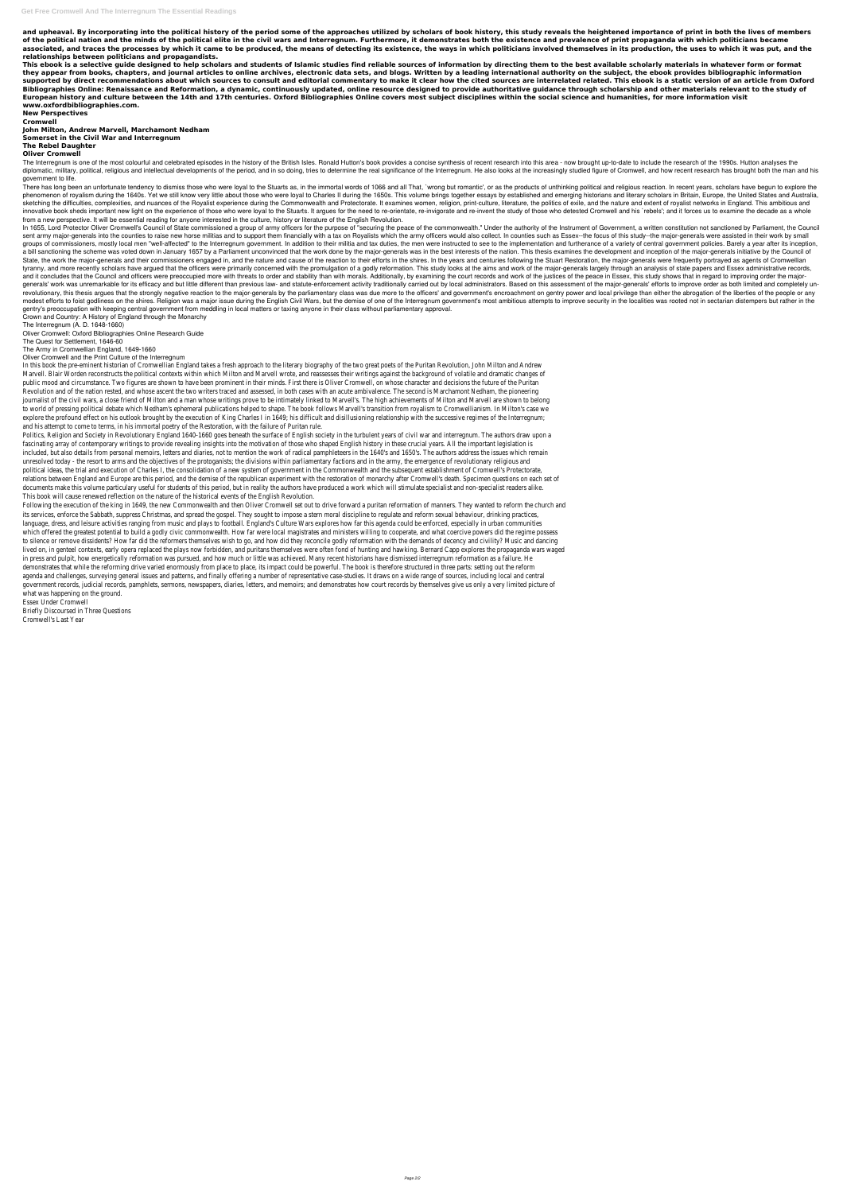**and upheaval. By incorporating into the political history of the period some of the approaches utilized by scholars of book history, this study reveals the heightened importance of print in both the lives of members of the political nation and the minds of the political elite in the civil wars and Interregnum. Furthermore, it demonstrates both the existence and prevalence of print propaganda with which politicians became associated, and traces the processes by which it came to be produced, the means of detecting its existence, the ways in which politicians involved themselves in its production, the uses to which it was put, and the relationships between politicians and propagandists.**

**This ebook is a selective guide designed to help scholars and students of Islamic studies find reliable sources of information by directing them to the best available scholarly materials in whatever form or format they appear from books, chapters, and journal articles to online archives, electronic data sets, and blogs. Written by a leading international authority on the subject, the ebook provides bibliographic information supported by direct recommendations about which sources to consult and editorial commentary to make it clear how the cited sources are interrelated related. This ebook is a static version of an article from Oxford Bibliographies Online: Renaissance and Reformation, a dynamic, continuously updated, online resource designed to provide authoritative guidance through scholarship and other materials relevant to the study of European history and culture between the 14th and 17th centuries. Oxford Bibliographies Online covers most subject disciplines within the social science and humanities, for more information visit www.oxfordbibliographies.com.**

**New Perspectives**

**Cromwell**

**John Milton, Andrew Marvell, Marchamont Nedham**

**Somerset in the Civil War and Interregnum**

**The Rebel Daughter**

**Oliver Cromwell**

The Interregnum is one of the most colourful and celebrated episodes in the history of the British Isles. Ronald Hutton's book provides a concise synthesis of recent research into this area - now brought up-to-date to include the research of the 1990s. Hutton analyses the diplomatic, military, political, religious and intellectual developments of the period, and in so doing, tries to determine the real significance of the Interregnum. He also looks at the increasingly studied figure of Cromwell, and how recent research has brought both the man and his government to life.

There has long been an unfortunate tendency to dismiss those who were loyal to the Stuarts as, in the immortal words of 1066 and all That, `wrong but romantic', or as the products of unthinking political and religious reaction. In recent years, scholars have begun to explore the phenomenon of royalism during the 1640s. Yet we still know very little about those who were loyal to Charles II during the 1650s. This volume brings together essays by established and emerging historians and literary scholars in Britain, Europe, the United States and Australia, sketching the difficulties, complexities, and nuances of the Royalist experience during the Commonwealth and Protectorate. It examines women, religion, print-culture, literature, the politics of exile, and the nature and extent of royalist networks in England. This ambitious and innovative book sheds important new light on the experience of those who were loyal to the Stuarts. It argues for the need to re-orientate, re-invigorate and re-invent the study of those who detested Cromwell and his `rebels'; and it forces us to examine the decade as a whole from a new perspective. It will be essential reading for anyone interested in the culture, history or literature of the English Revolution.

In 1655, Lord Protector Oliver Cromwell's Council of State commissioned a group of army officers for the purpose of "securing the peace of the commonwealth." Under the authority of the Instrument of Government, a written constitution not sanctioned by Parliament, the Council sent army major-generals into the counties to raise new horse militias and to support them financially with a tax on Royalists which the army officers would also collect. In counties such as Essex--the focus of this study--the major-generals were assisted in their work by small groups of commissioners, mostly local men "well-affected" to the Interregnum government. In addition to their militia and tax duties, the men were instructed to see to the implementation and furtherance of a variety of central government policies. Barely a year after its inception, a bill sanctioning the scheme was voted down in January 1657 by a Parliament unconvinced that the work done by the major-generals was in the best interests of the nation. This thesis examines the development and inception of the major-generals initiative by the Council of State, the work the major-generals and their commissioners engaged in, and the nature and cause of the reaction to their efforts in the shires. In the years and centuries following the Stuart Restoration, the major-generals were frequently portrayed as agents of Cromwellian tyranny, and more recently scholars have argued that the officers were primarily concerned with the promulgation of a godly reformation. This study looks at the aims and work of the major-generals largely through an analysis of state papers and Essex administrative records, and it concludes that the Council and officers were preoccupied more with threats to order and stability than with morals. Additionally, by examining the court records and work of the justices of the peace in Essex, this study shows that in regard to improving order the major-generals' work was unremarkable for its efficacy and but little different than previous law- and statute-enforcement activity traditionally carried out by local administrators. Based on this assessment of the major-generals' efforts to improve order as both limited and completely un-revolutionary, this thesis argues that the strongly negative reaction to the major-generals by the parliamentary class was due more to the officers' and government's encroachment on gentry power and local privilege than either the abrogation of the liberties of the people or any modest efforts to foist godliness on the shires. Religion was a major issue during the English Civil Wars, but the demise of one of the Interregnum government's most ambitious attempts to improve security in the localities was rooted not in sectarian distempers but rather in the gentry's preoccupation with keeping central government from meddling in local matters or taxing anyone in their class without parliamentary approval.

Crown and Country: A History of England through the Monarchy

The Interregnum (A. D. 1648-1660)

Oliver Cromwell: Oxford Bibliographies Online Research Guide

The Quest for Settlement, 1646-60

The Army in Cromwellian England, 1649-1660

Oliver Cromwell and the Print Culture of the Interregnum

In this book the pre-eminent historian of Cromwellian England takes a fresh approach to the literary biography of the two great poets of the Puritan Revolution, John Milton and Andrew Marvell. Blair Worden reconstructs the political contexts within which Milton and Marvell wrote, and reassesses their writings against the background of volatile and dramatic changes of public mood and circumstance. Two figures are shown to have been prominent in their minds. First there is Oliver Cromwell, on whose character and decisions the future of the Puritan Revolution and of the nation rested, and whose ascent the two writers traced and assessed, in both cases with an acute ambivalence. The second is Marchamont Nedham, the pioneering journalist of the civil wars, a close friend of Milton and a man whose writings prove to be intimately linked to Marvell's. The high achievements of Milton and Marvell are shown to belong to world of pressing political debate which Nedham's ephemeral publications helped to shape. The book follows Marvell's transition from royalism to Cromwellianism. In Milton's case we explore the profound effect on his outlook brought by the execution of King Charles I in 1649; his difficult and disillusioning relationship with the successive regimes of the Interregnum; and his attempt to come to terms, in his immortal poetry of the Restoration, with the failure of Puritan rule.

Politics, Religion and Society in Revolutionary England 1640-1660 goes beneath the surface of English society in the turbulent years of civil war and interregnum. The authors draw upon a fascinating array of contemporary writings to provide revealing insights into the motivation of those who shaped English history in these crucial years. All the important legislation is included, but also details from personal memoirs, letters and diaries, not to mention the work of radical pamphleteers in the 1640's and 1650's. The authors address the issues which remain unresolved today - the resort to arms and the objectives of the protagonists; the divisions within parliamentary factions and in the army, the emergence of revolutionary religious and political ideas, the trial and execution of Charles I, the consolidation of a new system of government in the Commonwealth and the subsequent establishment of Cromwell's Protectorate, relations between England and Europe are this period, and the demise of the republican experiment with the restoration of monarchy after Cromwell's death. Specimen questions on each set of documents make this volume particulary useful for students of this period, but in reality the authors have produced a work which will stimulate specialist and non-specialist readers alike. This book will cause renewed reflection on the nature of the historical events of the English Revolution.

Following the execution of the king in 1649, the new Commonwealth and then Oliver Cromwell set out to drive forward a puritan reformation of manners. They wanted to reform the church and its services, enforce the Sabbath, suppress Christmas, and spread the gospel. They sought to impose a stern moral discipline to regulate and reform sexual behaviour, drinking practices, language, dress, and leisure activities ranging from music and plays to football. England's Culture Wars explores how far this agenda could be enforced, especially in urban communities which offered the greatest potential to build a godly civic commonwealth. How far were local magistrates and ministers willing to cooperate, and what coercive powers did the regime possess to silence or remove dissidents? How far did the reformers themselves wish to go, and how did they reconcile godly reformation with the demands of decency and civility? Music and dancing lived on, in genteel contexts, early opera replaced the plays now forbidden, and puritans themselves were often fond of hunting and hawking. Bernard Capp explores the propaganda wars waged in press and pulpit, how energetically reformation was pursued, and how much or little was achieved. Many recent historians have dismissed interregnum reformation as a failure. He demonstrates that while the reforming drive varied enormously from place to place, its impact could be powerful. The book is therefore structured in three parts: setting out the reform agenda and challenges, surveying general issues and patterns, and finally offering a number of representative case-studies. It draws on a wide range of sources, including local and central government records, judicial records, pamphlets, sermons, newspapers, diaries, letters, and memoirs; and demonstrates how court records by themselves give us only a very limited picture of what was happening on the ground.

Essex Under Cromwell

Briefly Discoursed in Three Questions

Cromwell's Last Year